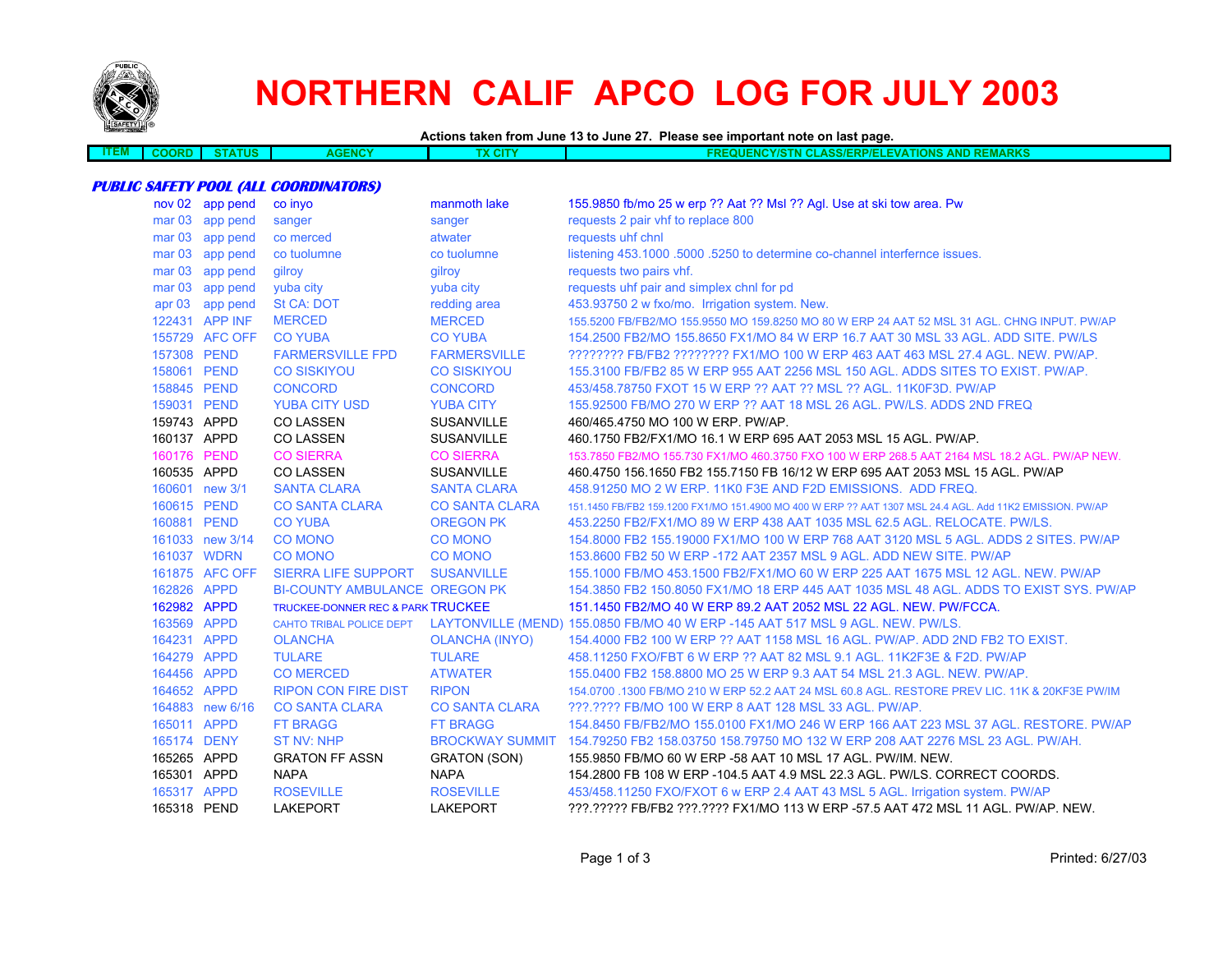# NORTHERN CALIF APCO LOG FOR JULY 2003

**Actions taken from June 13 to June 27. Please see important note on last page.**

| ITEM | COORD | STATUS | AGENCY | TX CITY | FREQUENCY/STN CLASS/ERP/ELEVATIONS AND REMARKS |
|---|---|---|---|---|---|
| ***PUBLIC SAFETY POOL (ALL COORDINATORS)*** | | | | | |
| | nov 02 | app pend | co inyo | manmoth lake | 155.9850 fb/mo 25 w erp ?? Aat ?? Msl ?? Agl. Use at ski tow area. Pw |
| | mar 03 | app pend | sanger | sanger | requests 2 pair vhf to replace 800 |
| | mar 03 | app pend | co merced | atwater | requests uhf chnl |
| | mar 03 | app pend | co tuolumne | co tuolumne | listening 453.1000 .5000 .5250 to determine co-channel interfernce issues. |
| | mar 03 | app pend | gilroy | gilroy | requests two pairs vhf. |
| | mar 03 | app pend | yuba city | yuba city | requests uhf pair and simplex chnl for pd |
| | apr 03 | app pend | St CA: DOT | redding area | 453.93750 2 w fxo/mo. Irrigation system. New. |
| | 122431 | APP INF | MERCED | MERCED | 155.5200 FB/FB2/MO 155.9550 MO 159.8250 MO 80 W ERP 24 AAT 52 MSL 31 AGL. CHNG INPUT. PW/AP |
| | 155729 | AFC OFF | CO YUBA | CO YUBA | 154.2500 FB2/MO 155.8650 FX1/MO 84 W ERP 16.7 AAT 30 MSL 33 AGL. ADD SITE. PW/LS |
| | 157308 | PEND | FARMERSVILLE FPD | FARMERSVILLE | ???????? FB/FB2 ???????? FX1/MO 100 W ERP 463 AAT 463 MSL 27.4 AGL. NEW. PW/AP. |
| | 158061 | PEND | CO SISKIYOU | CO SISKIYOU | 155.3100 FB/FB2 85 W ERP 955 AAT 2256 MSL 150 AGL. ADDS SITES TO EXIST. PW/AP. |
| | 158845 | PEND | CONCORD | CONCORD | 453/458.78750 FXOT 15 W ERP ?? AAT ?? MSL ?? AGL. 11K0F3D. PW/AP |
| | 159031 | PEND | YUBA CITY USD | YUBA CITY | 155.92500 FB/MO 270 W ERP ?? AAT 18 MSL 26 AGL. PW/LS. ADDS 2ND FREQ |
| | 159743 | APPD | CO LASSEN | SUSANVILLE | 460/465.4750 MO 100 W ERP. PW/AP. |
| | 160137 | APPD | CO LASSEN | SUSANVILLE | 460.1750 FB2/FX1/MO 16.1 W ERP 695 AAT 2053 MSL 15 AGL. PW/AP. |
| | 160176 | PEND | CO SIERRA | CO SIERRA | 153.7850 FB2/MO 155.730 FX1/MO 460.3750 FXO 100 W ERP 268.5 AAT 2164 MSL 18.2 AGL. PW/AP NEW. |
| | 160535 | APPD | CO LASSEN | SUSANVILLE | 460.4750 156.1650 FB2 155.7150 FB 16/12 W ERP 695 AAT 2053 MSL 15 AGL. PW/AP |
| | 160601 | new 3/1 | SANTA CLARA | SANTA CLARA | 458.91250 MO 2 W ERP. 11K0 F3E AND F2D EMISSIONS. ADD FREQ. |
| | 160615 | PEND | CO SANTA CLARA | CO SANTA CLARA | 151.1450 FB/FB2 159.1200 FX1/MO 151.4900 MO 400 W ERP ?? AAT 1307 MSL 24.4 AGL. Add 11K2 EMISSION. PW/AP |
| | 160881 | PEND | CO YUBA | OREGON PK | 453.2250 FB2/FX1/MO 89 W ERP 438 AAT 1035 MSL 62.5 AGL. RELOCATE. PW/LS. |
| | 161033 | new 3/14 | CO MONO | CO MONO | 154.8000 FB2 155.19000 FX1/MO 100 W ERP 768 AAT 3120 MSL 5 AGL. ADDS 2 SITES. PW/AP |
| | 161037 | WDRN | CO MONO | CO MONO | 153.8600 FB2 50 W ERP -172 AAT 2357 MSL 9 AGL. ADD NEW SITE. PW/AP |
| | 161875 | AFC OFF | SIERRA LIFE SUPPORT | SUSANVILLE | 155.1000 FB/MO 453.1500 FB2/FX1/MO 60 W ERP 225 AAT 1675 MSL 12 AGL. NEW. PW/AP |
| | 162826 | APPD | BI-COUNTY AMBULANCE | OREGON PK | 154.3850 FB2 150.8050 FX1/MO 18 ERP 445 AAT 1035 MSL 48 AGL. ADDS TO EXIST SYS. PW/AP |
| | 162982 | APPD | TRUCKEE-DONNER REC & PARK | TRUCKEE | 151.1450 FB2/MO 40 W ERP 89.2 AAT 2052 MSL 22 AGL. NEW. PW/FCCA. |
| | 163569 | APPD | CAHTO TRIBAL POLICE DEPT | LAYTONVILLE (MEND) | 155.0850 FB/MO 40 W ERP -145 AAT 517 MSL 9 AGL. NEW. PW/LS. |
| | 164231 | APPD | OLANCHA | OLANCHA (INYO) | 154.4000 FB2 100 W ERP ?? AAT 1158 MSL 16 AGL. PW/AP. ADD 2ND FB2 TO EXIST. |
| | 164279 | APPD | TULARE | TULARE | 458.11250 FXO/FBT 6 W ERP ?? AAT 82 MSL 9.1 AGL. 11K2F3E & F2D. PW/AP |
| | 164456 | APPD | CO MERCED | ATWATER | 155.0400 FB2 158.8800 MO 25 W ERP 9.3 AAT 54 MSL 21.3 AGL. NEW. PW/AP. |
| | 164652 | APPD | RIPON CON FIRE DIST | RIPON | 154.0700 .1300 FB/MO 210 W ERP 52.2 AAT 24 MSL 60.8 AGL. RESTORE PREV LIC. 11K & 20KF3E PW/IM |
| | 164883 | new 6/16 | CO SANTA CLARA | CO SANTA CLARA | ???.???? FB/MO 100 W ERP 8 AAT 128 MSL 33 AGL. PW/AP. |
| | 165011 | APPD | FT BRAGG | FT BRAGG | 154.8450 FB/FB2/MO 155.0100 FX1/MO 246 W ERP 166 AAT 223 MSL 37 AGL. RESTORE. PW/AP |
| | 165174 | DENY | ST NV: NHP | BROCKWAY SUMMIT | 154.79250 FB2 158.03750 158.79750 MO 132 W ERP 208 AAT 2276 MSL 23 AGL. PW/AH. |
| | 165265 | APPD | GRATON FF ASSN | GRATON (SON) | 155.9850 FB/MO 60 W ERP -58 AAT 10 MSL 17 AGL. PW/IM. NEW. |
| | 165301 | APPD | NAPA | NAPA | 154.2800 FB 108 W ERP -104.5 AAT 4.9 MSL 22.3 AGL. PW/LS. CORRECT COORDS. |
| | 165317 | APPD | ROSEVILLE | ROSEVILLE | 453/458.11250 FXO/FXOT 6 w ERP 2.4 AAT 43 MSL 5 AGL. Irrigation system. PW/AP |
| | 165318 | PEND | LAKEPORT | LAKEPORT | ???.????? FB/FB2 ???.???? FX1/MO 113 W ERP -57.5 AAT 472 MSL 11 AGL. PW/AP. NEW. |

Printed: 6/27/03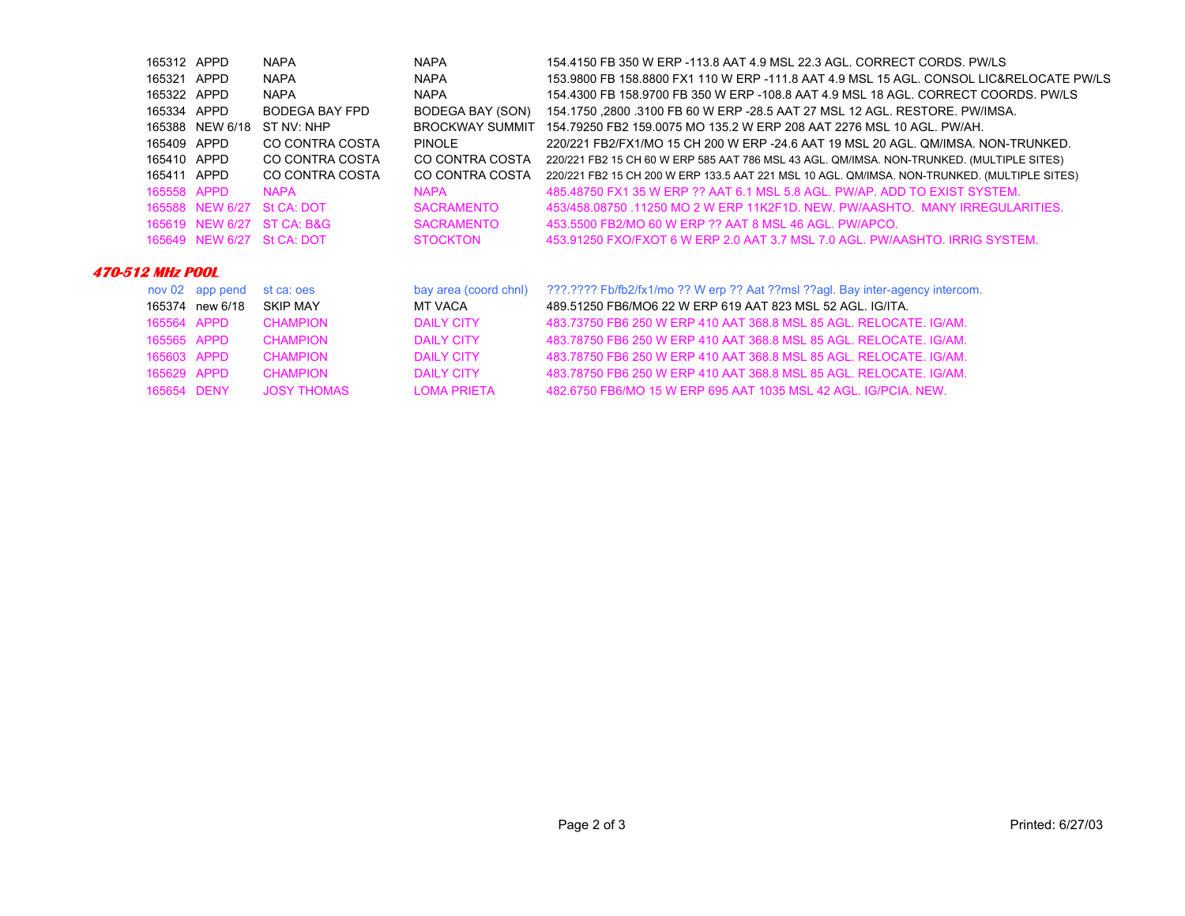| | | | | |
|---|---|---|---|---|
| 165312 | APPD | NAPA | NAPA | 154.4150 FB 350 W ERP -113.8 AAT 4.9 MSL 22.3 AGL. CORRECT CORDS. PW/LS |
| 165321 | APPD | NAPA | NAPA | 153.9800 FB 158.8800 FX1 110 W ERP -111.8 AAT 4.9 MSL 15 AGL. CONSOL LIC&RELOCATE PW/LS |
| 165322 | APPD | NAPA | NAPA | 154.4300 FB 158.9700 FB 350 W ERP -108.8 AAT 4.9 MSL 18 AGL. CORRECT COORDS. PW/LS |
| 165334 | APPD | BODEGA BAY FPD | BODEGA BAY (SON) | 154.1750 ,2800 .3100 FB 60 W ERP -28.5 AAT 27 MSL 12 AGL. RESTORE. PW/IMSA. |
| 165388 | NEW 6/18 | ST NV: NHP | BROCKWAY SUMMIT | 154.79250 FB2 159.0075 MO 135.2 W ERP 208 AAT 2276 MSL 10 AGL. PW/AH. |
| 165409 | APPD | CO CONTRA COSTA | PINOLE | 220/221 FB2/FX1/MO 15 CH 200 W ERP -24.6 AAT 19 MSL 20 AGL. QM/IMSA. NON-TRUNKED. |
| 165410 | APPD | CO CONTRA COSTA | CO CONTRA COSTA | 220/221 FB2 15 CH 60 W ERP 585 AAT 786 MSL 43 AGL. QM/IMSA. NON-TRUNKED. (MULTIPLE SITES) |
| 165411 | APPD | CO CONTRA COSTA | CO CONTRA COSTA | 220/221 FB2 15 CH 200 W ERP 133.5 AAT 221 MSL 10 AGL. QM/IMSA. NON-TRUNKED. (MULTIPLE SITES) |
| 165558 | APPD | NAPA | NAPA | 485.48750 FX1 35 W ERP ?? AAT 6.1 MSL 5.8 AGL. PW/AP. ADD TO EXIST SYSTEM. |
| 165588 | NEW 6/27 | St CA: DOT | SACRAMENTO | 453/458.08750 .11250 MO 2 W ERP 11K2F1D. NEW. PW/AASHTO. MANY IRREGULARITIES. |
| 165619 | NEW 6/27 | ST CA: B&G | SACRAMENTO | 453.5500 FB2/MO 60 W ERP ?? AAT 8 MSL 46 AGL. PW/APCO. |
| 165649 | NEW 6/27 | St CA: DOT | STOCKTON | 453.91250 FXO/FXOT 6 W ERP 2.0 AAT 3.7 MSL 7.0 AGL. PW/AASHTO. IRRIG SYSTEM. |

### 470-512 MHz POOL

| | | | | |
|---|---|---|---|---|
| nov 02 | app pend | st ca: oes | bay area (coord chnl) | ???.???? Fb/fb2/fx1/mo ?? W erp ?? Aat ??msl ??agl. Bay inter-agency intercom. |
| 165374 | new 6/18 | SKIP MAY | MT VACA | 489.51250 FB6/MO6 22 W ERP 619 AAT 823 MSL 52 AGL. IG/ITA. |
| 165564 | APPD | CHAMPION | DAILY CITY | 483.73750 FB6 250 W ERP 410 AAT 368.8 MSL 85 AGL. RELOCATE. IG/AM. |
| 165565 | APPD | CHAMPION | DAILY CITY | 483.78750 FB6 250 W ERP 410 AAT 368.8 MSL 85 AGL. RELOCATE. IG/AM. |
| 165603 | APPD | CHAMPION | DAILY CITY | 483.78750 FB6 250 W ERP 410 AAT 368.8 MSL 85 AGL. RELOCATE. IG/AM. |
| 165629 | APPD | CHAMPION | DAILY CITY | 483.78750 FB6 250 W ERP 410 AAT 368.8 MSL 85 AGL. RELOCATE. IG/AM. |
| 165654 | DENY | JOSY THOMAS | LOMA PRIETA | 482.6750 FB6/MO 15 W ERP 695 AAT 1035 MSL 42 AGL. IG/PCIA. NEW. |

Printed: 6/27/03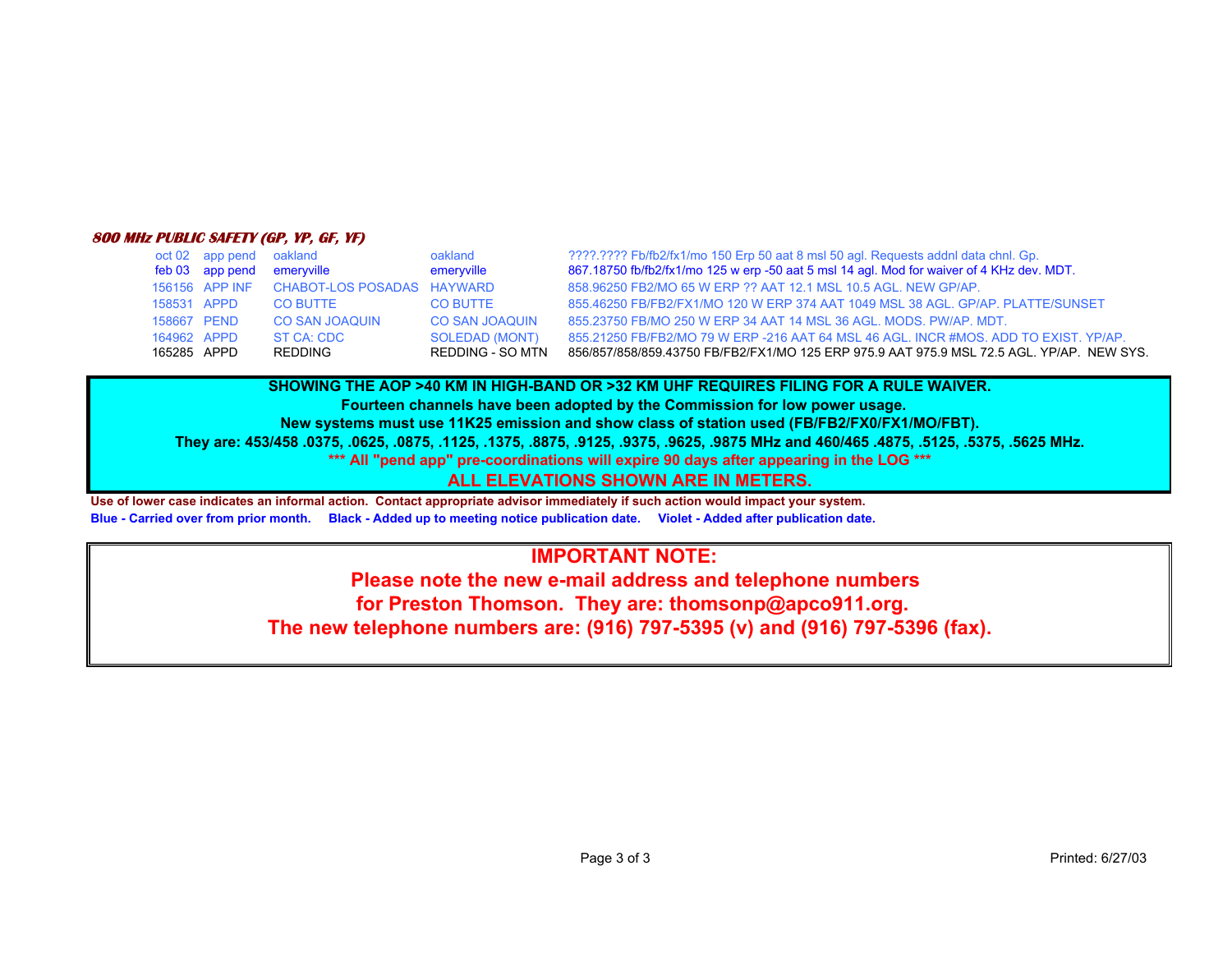***800 MHz PUBLIC SAFETY (GP, YP, GF, YF)***

| | | | | |
|---|---|---|---|---|
| oct 02 | app pend | oakland | oakland | ????.???? Fb/fb2/fx1/mo 150 Erp 50 aat 8 msl 50 agl. Requests addnl data chnl. Gp. |
| feb 03 | app pend | emeryville | emeryville | 867.18750 fb/fb2/fx1/mo 125 w erp -50 aat 5 msl 14 agl. Mod for waiver of 4 KHz dev. MDT. |
| 156156 | APP INF | CHABOT-LOS POSADAS | HAYWARD | 858.96250 FB2/MO 65 W ERP ?? AAT 12.1 MSL 10.5 AGL. NEW GP/AP. |
| 158531 | APPD | CO BUTTE | CO BUTTE | 855.46250 FB/FB2/FX1/MO 120 W ERP 374 AAT 1049 MSL 38 AGL. GP/AP. PLATTE/SUNSET |
| 158667 | PEND | CO SAN JOAQUIN | CO SAN JOAQUIN | 855.23750 FB/MO 250 W ERP 34 AAT 14 MSL 36 AGL. MODS. PW/AP. MDT. |
| 164962 | APPD | ST CA: CDC | SOLEDAD (MONT) | 855.21250 FB/FB2/MO 79 W ERP -216 AAT 64 MSL 46 AGL. INCR #MOS. ADD TO EXIST. YP/AP. |
| 165285 | APPD | REDDING | REDDING - SO MTN | 856/857/858/859.43750 FB/FB2/FX1/MO 125 ERP 975.9 AAT 975.9 MSL 72.5 AGL. YP/AP. NEW SYS. |

**SHOWING THE AOP >40 KM IN HIGH-BAND OR >32 KM UHF REQUIRES FILING FOR A RULE WAIVER.**
**Fourteen channels have been adopted by the Commission for low power usage.**
**New systems must use 11K25 emission and show class of station used (FB/FB2/FX0/FX1/MO/FBT).**
**They are: 453/458 .0375, .0625, .0875, .1125, .1375, .8875, .9125, .9375, .9625, .9875 MHz and 460/465 .4875, .5125, .5375, .5625 MHz.**
**\*\*\* All "pend app" pre-coordinations will expire 90 days after appearing in the LOG \*\*\***
**ALL ELEVATIONS SHOWN ARE IN METERS.**

**Use of lower case indicates an informal action. Contact appropriate advisor immediately if such action would impact your system.**
**Blue - Carried over from prior month. Black - Added up to meeting notice publication date. Violet - Added after publication date.**

**IMPORTANT NOTE:**
**Please note the new e-mail address and telephone numbers for Preston Thomson. They are: thomsonp@apco911.org.**
**The new telephone numbers are: (916) 797-5395 (v) and (916) 797-5396 (fax).**

Printed: 6/27/03